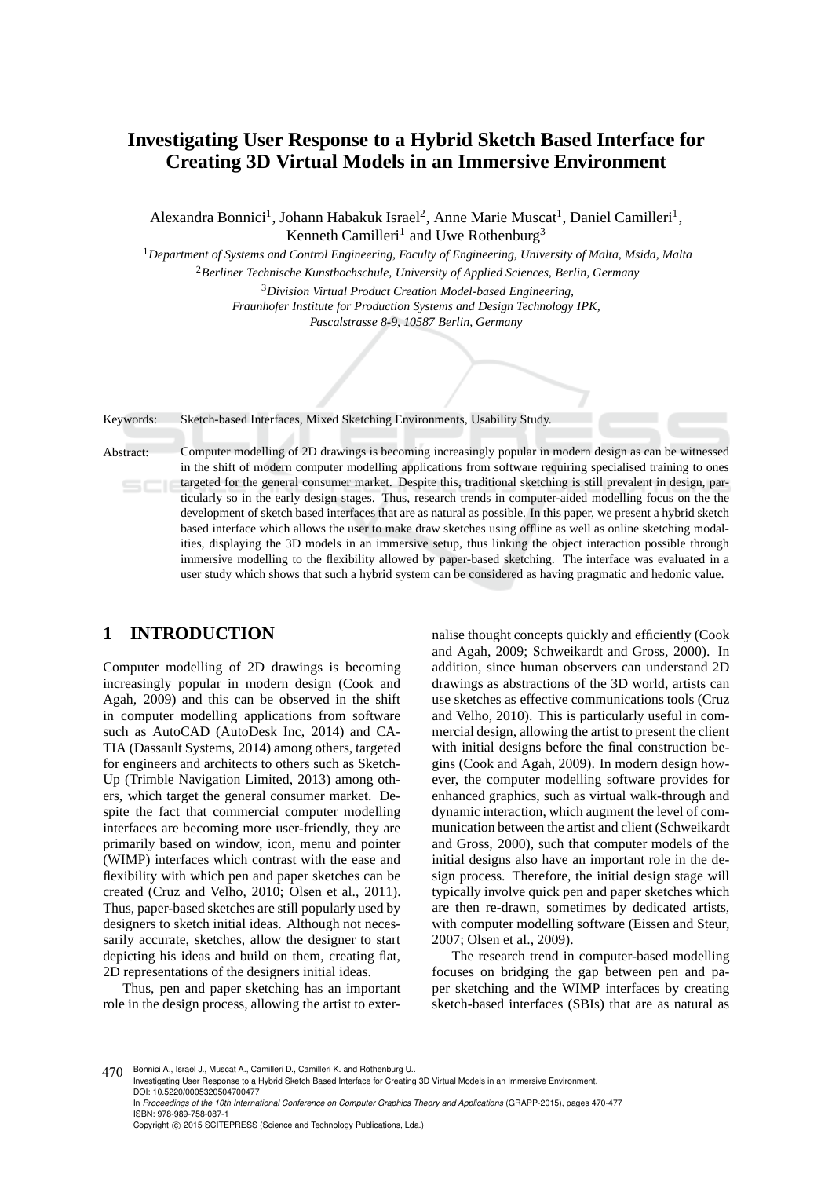# Investigating User Response to a Hybrid Sketch Based Interface for Creating 3D Virtual Models in an Immersive Environment

Alexandra Bonnici[1], Johann Habakuk Israel[2], Anne Marie Muscat[1], Daniel Camilleri[1], Kenneth Camilleri[1] and Uwe Rothenburg[3]

[1]*Department of Systems and Control Engineering, Faculty of Engineering, University of Malta, Msida, Malta*

[2]*Berliner Technische Kunsthochschule, University of Applied Sciences, Berlin, Germany*

[3]*Division Virtual Product Creation Model-based Engineering, Fraunhofer Institute for Production Systems and Design Technology IPK, Pascalstrasse 8-9, 10587 Berlin, Germany*

Keywords: Sketch-based Interfaces, Mixed Sketching Environments, Usability Study.

Abstract: Computer modelling of 2D drawings is becoming increasingly popular in modern design as can be witnessed in the shift of modern computer modelling applications from software requiring specialised training to ones targeted for the general consumer market. Despite this, traditional sketching is still prevalent in design, particularly so in the early design stages. Thus, research trends in computer-aided modelling focus on the the development of sketch based interfaces that are as natural as possible. In this paper, we present a hybrid sketch based interface which allows the user to make draw sketches using offline as well as online sketching modalities, displaying the 3D models in an immersive setup, thus linking the object interaction possible through immersive modelling to the flexibility allowed by paper-based sketching. The interface was evaluated in a user study which shows that such a hybrid system can be considered as having pragmatic and hedonic value.

## 1 INTRODUCTION

Computer modelling of 2D drawings is becoming increasingly popular in modern design (Cook and Agah, 2009) and this can be observed in the shift in computer modelling applications from software such as AutoCAD (AutoDesk Inc, 2014) and CATIA (Dassault Systems, 2014) among others, targeted for engineers and architects to others such as SketchUp (Trimble Navigation Limited, 2013) among others, which target the general consumer market. Despite the fact that commercial computer modelling interfaces are becoming more user-friendly, they are primarily based on window, icon, menu and pointer (WIMP) interfaces which contrast with the ease and flexibility with which pen and paper sketches can be created (Cruz and Velho, 2010; Olsen et al., 2011). Thus, paper-based sketches are still popularly used by designers to sketch initial ideas. Although not necessarily accurate, sketches, allow the designer to start depicting his ideas and build on them, creating flat, 2D representations of the designers initial ideas.

Thus, pen and paper sketching has an important role in the design process, allowing the artist to externalise thought concepts quickly and efficiently (Cook and Agah, 2009; Schweikardt and Gross, 2000). In addition, since human observers can understand 2D drawings as abstractions of the 3D world, artists can use sketches as effective communications tools (Cruz and Velho, 2010). This is particularly useful in commercial design, allowing the artist to present the client with initial designs before the final construction begins (Cook and Agah, 2009). In modern design however, the computer modelling software provides for enhanced graphics, such as virtual walk-through and dynamic interaction, which augment the level of communication between the artist and client (Schweikardt and Gross, 2000), such that computer models of the initial designs also have an important role in the design process. Therefore, the initial design stage will typically involve quick pen and paper sketches which are then re-drawn, sometimes by dedicated artists, with computer modelling software (Eissen and Steur, 2007; Olsen et al., 2009).

The research trend in computer-based modelling focuses on bridging the gap between pen and paper sketching and the WIMP interfaces by creating sketch-based interfaces (SBIs) that are as natural as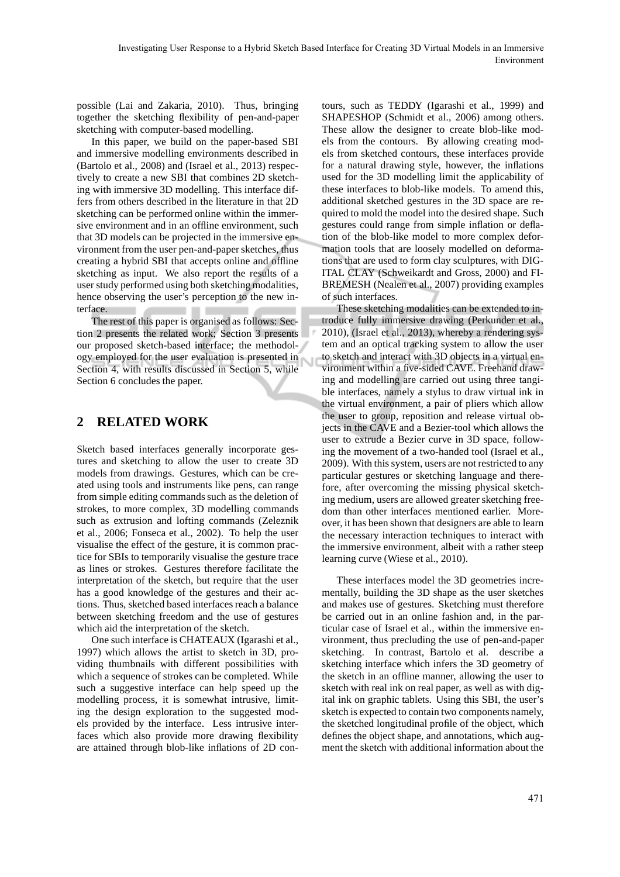possible (Lai and Zakaria, 2010). Thus, bringing together the sketching flexibility of pen-and-paper sketching with computer-based modelling.

In this paper, we build on the paper-based SBI and immersive modelling environments described in (Bartolo et al., 2008) and (Israel et al., 2013) respectively to create a new SBI that combines 2D sketching with immersive 3D modelling. This interface differs from others described in the literature in that 2D sketching can be performed online within the immersive environment and in an offline environment, such that 3D models can be projected in the immersive environment from the user pen-and-paper sketches, thus creating a hybrid SBI that accepts online and offline sketching as input. We also report the results of a user study performed using both sketching modalities, hence observing the user's perception to the new interface.

The rest of this paper is organised as follows: Section 2 presents the related work; Section 3 presents our proposed sketch-based interface; the methodology employed for the user evaluation is presented in Section 4, with results discussed in Section 5, while Section 6 concludes the paper.

## 2 RELATED WORK

Sketch based interfaces generally incorporate gestures and sketching to allow the user to create 3D models from drawings. Gestures, which can be created using tools and instruments like pens, can range from simple editing commands such as the deletion of strokes, to more complex, 3D modelling commands such as extrusion and lofting commands (Zeleznik et al., 2006; Fonseca et al., 2002). To help the user visualise the effect of the gesture, it is common practice for SBIs to temporarily visualise the gesture trace as lines or strokes. Gestures therefore facilitate the interpretation of the sketch, but require that the user has a good knowledge of the gestures and their actions. Thus, sketched based interfaces reach a balance between sketching freedom and the use of gestures which aid the interpretation of the sketch.

One such interface is CHATEAUX (Igarashi et al., 1997) which allows the artist to sketch in 3D, providing thumbnails with different possibilities with which a sequence of strokes can be completed. While such a suggestive interface can help speed up the modelling process, it is somewhat intrusive, limiting the design exploration to the suggested models provided by the interface. Less intrusive interfaces which also provide more drawing flexibility are attained through blob-like inflations of 2D contours, such as TEDDY (Igarashi et al., 1999) and SHAPESHOP (Schmidt et al., 2006) among others. These allow the designer to create blob-like models from the contours. By allowing creating models from sketched contours, these interfaces provide for a natural drawing style, however, the inflations used for the 3D modelling limit the applicability of these interfaces to blob-like models. To amend this, additional sketched gestures in the 3D space are required to mold the model into the desired shape. Such gestures could range from simple inflation or deflation of the blob-like model to more complex deformation tools that are loosely modelled on deformations that are used to form clay sculptures, with DIGITAL CLAY (Schweikardt and Gross, 2000) and FIBREMESH (Nealen et al., 2007) providing examples of such interfaces.

These sketching modalities can be extended to introduce fully immersive drawing (Perkunder et al., 2010), (Israel et al., 2013), whereby a rendering system and an optical tracking system to allow the user to sketch and interact with 3D objects in a virtual environment within a five-sided CAVE. Freehand drawing and modelling are carried out using three tangible interfaces, namely a stylus to draw virtual ink in the virtual environment, a pair of pliers which allow the user to group, reposition and release virtual objects in the CAVE and a Bezier-tool which allows the user to extrude a Bezier curve in 3D space, following the movement of a two-handed tool (Israel et al., 2009). With this system, users are not restricted to any particular gestures or sketching language and therefore, after overcoming the missing physical sketching medium, users are allowed greater sketching freedom than other interfaces mentioned earlier. Moreover, it has been shown that designers are able to learn the necessary interaction techniques to interact with the immersive environment, albeit with a rather steep learning curve (Wiese et al., 2010).

These interfaces model the 3D geometries incrementally, building the 3D shape as the user sketches and makes use of gestures. Sketching must therefore be carried out in an online fashion and, in the particular case of Israel et al., within the immersive environment, thus precluding the use of pen-and-paper sketching. In contrast, Bartolo et al. describe a sketching interface which infers the 3D geometry of the sketch in an offline manner, allowing the user to sketch with real ink on real paper, as well as with digital ink on graphic tablets. Using this SBI, the user's sketch is expected to contain two components namely, the sketched longitudinal profile of the object, which defines the object shape, and annotations, which augment the sketch with additional information about the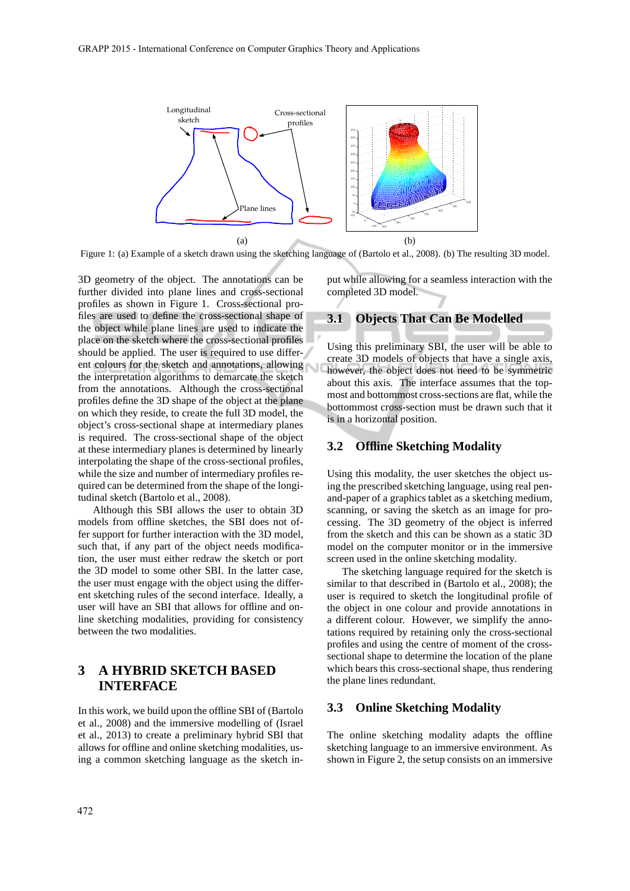Figure 1: (a) Example of a sketch drawn using the sketching language of (Bartolo et al., 2008). (b) The resulting 3D model.

3D geometry of the object. The annotations can be further divided into plane lines and cross-sectional profiles as shown in Figure 1. Cross-sectional profiles are used to define the cross-sectional shape of the object while plane lines are used to indicate the place on the sketch where the cross-sectional profiles should be applied. The user is required to use different colours for the sketch and annotations, allowing the interpretation algorithms to demarcate the sketch from the annotations. Although the cross-sectional profiles define the 3D shape of the object at the plane on which they reside, to create the full 3D model, the object's cross-sectional shape at intermediary planes is required. The cross-sectional shape of the object at these intermediary planes is determined by linearly interpolating the shape of the cross-sectional profiles, while the size and number of intermediary profiles required can be determined from the shape of the longitudinal sketch (Bartolo et al., 2008).

Although this SBI allows the user to obtain 3D models from offline sketches, the SBI does not offer support for further interaction with the 3D model, such that, if any part of the object needs modification, the user must either redraw the sketch or port the 3D model to some other SBI. In the latter case, the user must engage with the object using the different sketching rules of the second interface. Ideally, a user will have an SBI that allows for offline and online sketching modalities, providing for consistency between the two modalities.

# 3 A HYBRID SKETCH BASED INTERFACE

In this work, we build upon the offline SBI of (Bartolo et al., 2008) and the immersive modelling of (Israel et al., 2013) to create a preliminary hybrid SBI that allows for offline and online sketching modalities, using a common sketching language as the sketch input while allowing for a seamless interaction with the completed 3D model.

## 3.1 Objects That Can Be Modelled

Using this preliminary SBI, the user will be able to create 3D models of objects that have a single axis, however, the object does not need to be symmetric about this axis. The interface assumes that the topmost and bottommost cross-sections are flat, while the bottommost cross-section must be drawn such that it is in a horizontal position.

## 3.2 Offline Sketching Modality

Using this modality, the user sketches the object using the prescribed sketching language, using real pen-and-paper of a graphics tablet as a sketching medium, scanning, or saving the sketch as an image for processing. The 3D geometry of the object is inferred from the sketch and this can be shown as a static 3D model on the computer monitor or in the immersive screen used in the online sketching modality.

The sketching language required for the sketch is similar to that described in (Bartolo et al., 2008); the user is required to sketch the longitudinal profile of the object in one colour and provide annotations in a different colour. However, we simplify the annotations required by retaining only the cross-sectional profiles and using the centre of moment of the cross-sectional shape to determine the location of the plane which bears this cross-sectional shape, thus rendering the plane lines redundant.

## 3.3 Online Sketching Modality

The online sketching modality adapts the offline sketching language to an immersive environment. As shown in Figure 2, the setup consists on an immersive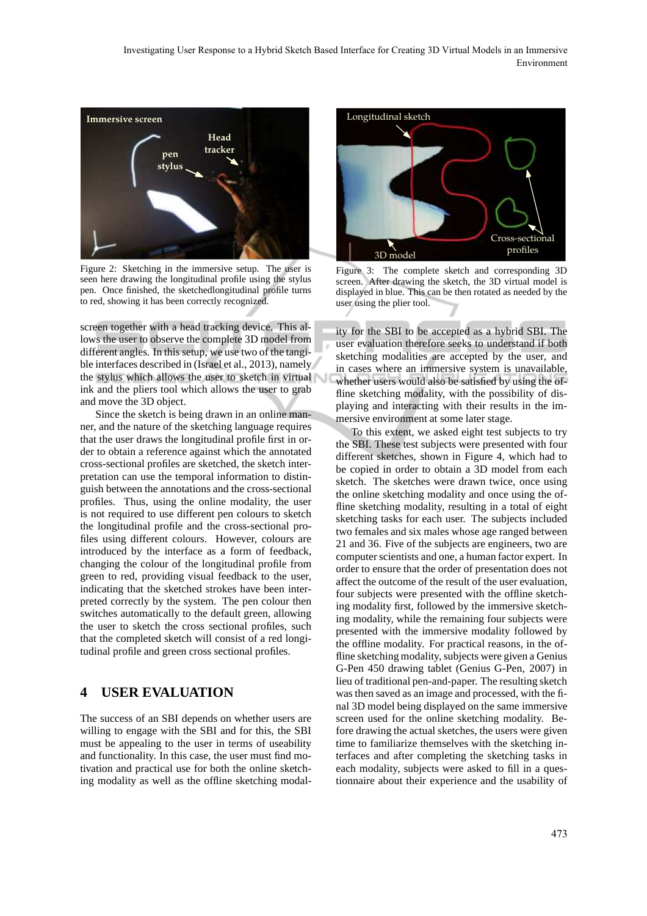Figure 2: Sketching in the immersive setup. The user is seen here drawing the longitudinal profile using the stylus pen. Once finished, the sketchedlongitudinal profile turns to red, showing it has been correctly recognized.

Figure 3: The complete sketch and corresponding 3D screen. After drawing the sketch, the 3D virtual model is displayed in blue. This can be then rotated as needed by the user using the plier tool.

screen together with a head tracking device. This allows the user to observe the complete 3D model from different angles. In this setup, we use two of the tangible interfaces described in (Israel et al., 2013), namely the stylus which allows the user to sketch in virtual ink and the pliers tool which allows the user to grab and move the 3D object.

Since the sketch is being drawn in an online manner, and the nature of the sketching language requires that the user draws the longitudinal profile first in order to obtain a reference against which the annotated cross-sectional profiles are sketched, the sketch interpretation can use the temporal information to distinguish between the annotations and the cross-sectional profiles. Thus, using the online modality, the user is not required to use different pen colours to sketch the longitudinal profile and the cross-sectional profiles using different colours. However, colours are introduced by the interface as a form of feedback, changing the colour of the longitudinal profile from green to red, providing visual feedback to the user, indicating that the sketched strokes have been interpreted correctly by the system. The pen colour then switches automatically to the default green, allowing the user to sketch the cross sectional profiles, such that the completed sketch will consist of a red longitudinal profile and green cross sectional profiles.

## 4 USER EVALUATION

The success of an SBI depends on whether users are willing to engage with the SBI and for this, the SBI must be appealing to the user in terms of useability and functionality. In this case, the user must find motivation and practical use for both the online sketching modality as well as the offline sketching modality for the SBI to be accepted as a hybrid SBI. The user evaluation therefore seeks to understand if both sketching modalities are accepted by the user, and in cases where an immersive system is unavailable, whether users would also be satisfied by using the offline sketching modality, with the possibility of displaying and interacting with their results in the immersive environment at some later stage.

To this extent, we asked eight test subjects to try the SBI. These test subjects were presented with four different sketches, shown in Figure 4, which had to be copied in order to obtain a 3D model from each sketch. The sketches were drawn twice, once using the online sketching modality and once using the offline sketching modality, resulting in a total of eight sketching tasks for each user. The subjects included two females and six males whose age ranged between 21 and 36. Five of the subjects are engineers, two are computer scientists and one, a human factor expert. In order to ensure that the order of presentation does not affect the outcome of the result of the user evaluation, four subjects were presented with the offline sketching modality first, followed by the immersive sketching modality, while the remaining four subjects were presented with the immersive modality followed by the offline modality. For practical reasons, in the offline sketching modality, subjects were given a Genius G-Pen 450 drawing tablet (Genius G-Pen, 2007) in lieu of traditional pen-and-paper. The resulting sketch was then saved as an image and processed, with the final 3D model being displayed on the same immersive screen used for the online sketching modality. Before drawing the actual sketches, the users were given time to familiarize themselves with the sketching interfaces and after completing the sketching tasks in each modality, subjects were asked to fill in a questionnaire about their experience and the usability of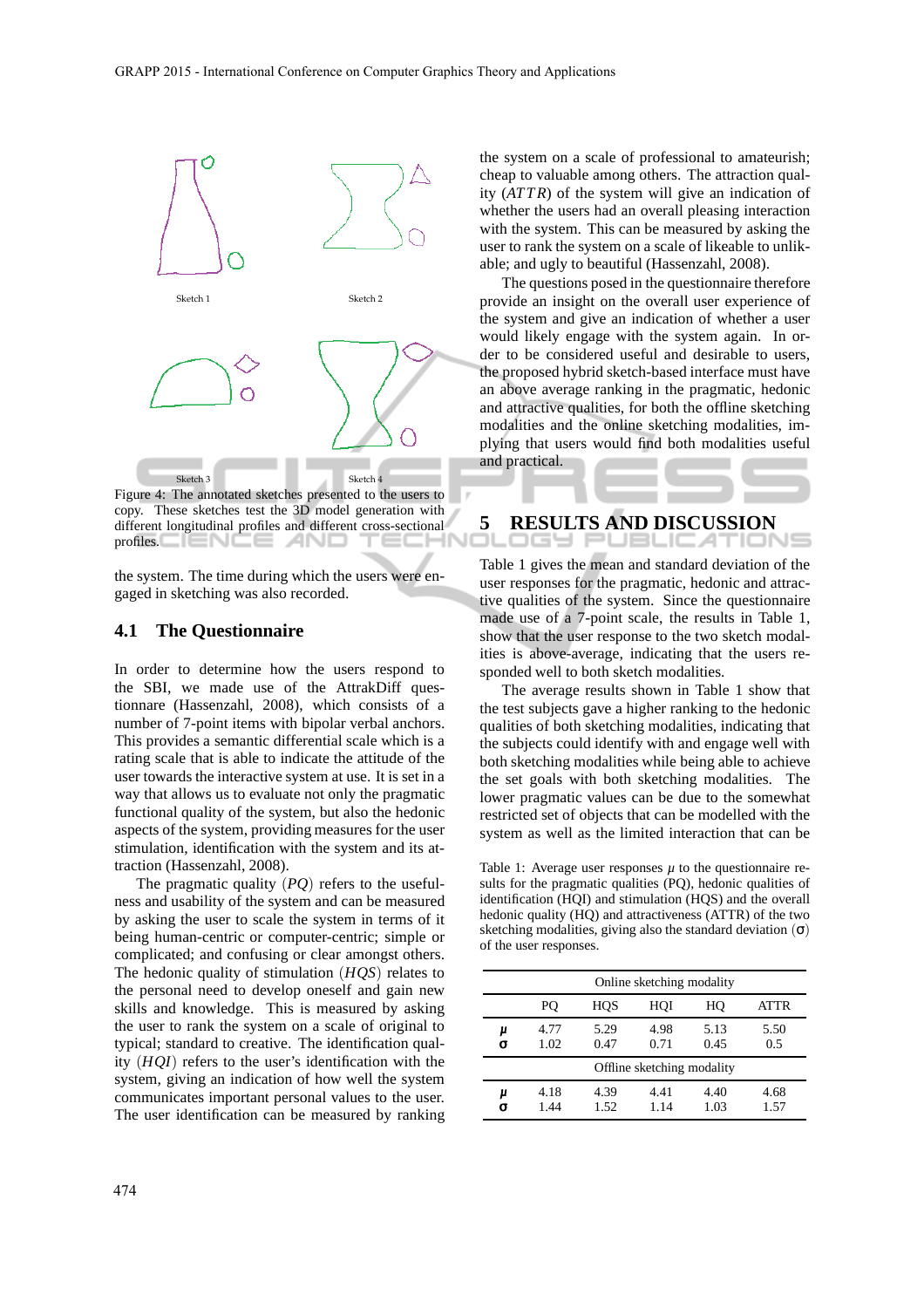Sketch 1

Sketch 2

Sketch 3

Sketch 4

Figure 4: The annotated sketches presented to the users to copy. These sketches test the 3D model generation with different longitudinal profiles and different cross-sectional profiles.

the system. The time during which the users were engaged in sketching was also recorded.

### 4.1 The Questionnaire

In order to determine how the users respond to the SBI, we made use of the AttrakDiff questionnaire (Hassenzahl, 2008), which consists of a number of 7-point items with bipolar verbal anchors. This provides a semantic differential scale which is a rating scale that is able to indicate the attitude of the user towards the interactive system at use. It is set in a way that allows us to evaluate not only the pragmatic functional quality of the system, but also the hedonic aspects of the system, providing measures for the user stimulation, identification with the system and its attraction (Hassenzahl, 2008).

The pragmatic quality ($PQ$) refers to the usefulness and usability of the system and can be measured by asking the user to scale the system in terms of it being human-centric or computer-centric; simple or complicated; and confusing or clear amongst others. The hedonic quality of stimulation ($HQS$) relates to the personal need to develop oneself and gain new skills and knowledge. This is measured by asking the user to rank the system on a scale of original to typical; standard to creative. The identification quality ($HQI$) refers to the user's identification with the system, giving an indication of how well the system communicates important personal values to the user. The user identification can be measured by ranking the system on a scale of professional to amateurish; cheap to valuable among others. The attraction quality ($ATTR$) of the system will give an indication of whether the users had an overall pleasing interaction with the system. This can be measured by asking the user to rank the system on a scale of likeable to unlikeable; and ugly to beautiful (Hassenzahl, 2008).

The questions posed in the questionnaire therefore provide an insight on the overall user experience of the system and give an indication of whether a user would likely engage with the system again. In order to be considered useful and desirable to users, the proposed hybrid sketch-based interface must have an above average ranking in the pragmatic, hedonic and attractive qualities, for both the offline sketching modalities and the online sketching modalities, implying that users would find both modalities useful and practical.

## 5 RESULTS AND DISCUSSION

Table 1 gives the mean and standard deviation of the user responses for the pragmatic, hedonic and attractive qualities of the system. Since the questionnaire made use of a 7-point scale, the results in Table 1, show that the user response to the two sketch modalities is above-average, indicating that the users responded well to both sketch modalities.

The average results shown in Table 1 show that the test subjects gave a higher ranking to the hedonic qualities of both sketching modalities, indicating that the subjects could identify with and engage well with both sketching modalities while being able to achieve the set goals with both sketching modalities. The lower pragmatic values can be due to the somewhat restricted set of objects that can be modelled with the system as well as the limited interaction that can be

Table 1: Average user responses $\mu$ to the questionnaire results for the pragmatic qualities (PQ), hedonic qualities of identification (HQI) and stimulation (HQS) and the overall hedonic quality (HQ) and attractiveness (ATTR) of the two sketching modalities, giving also the standard deviation ($\sigma$) of the user responses.

| | Online sketching modality | | | | |
|---|---|---|---|---|---|
| | PQ | HQS | HQI | HQ | ATTR |
| $\mu$ | 4.77 | 5.29 | 4.98 | 5.13 | 5.50 |
| $\sigma$ | 1.02 | 0.47 | 0.71 | 0.45 | 0.5 |
| | Offline sketching modality | | | | |
| $\mu$ | 4.18 | 4.39 | 4.41 | 4.40 | 4.68 |
| $\sigma$ | 1.44 | 1.52 | 1.14 | 1.03 | 1.57 |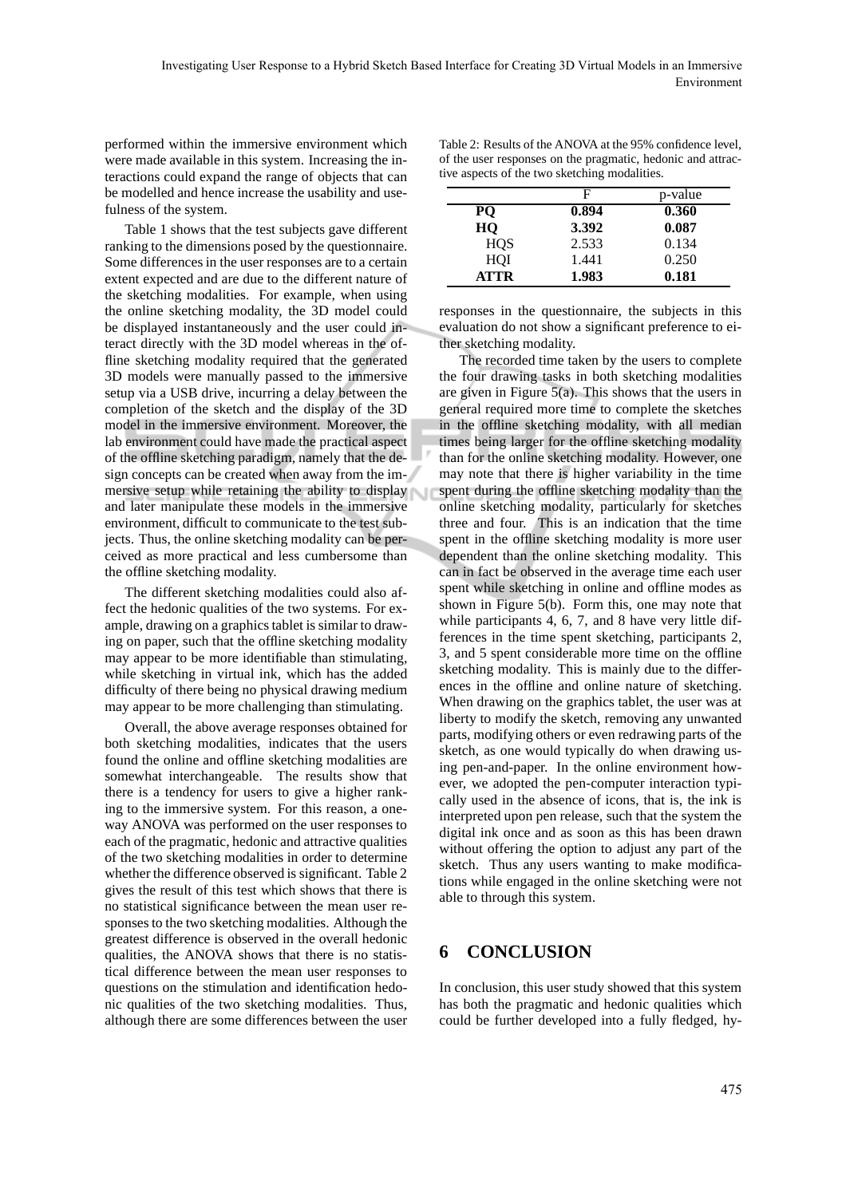performed within the immersive environment which were made available in this system. Increasing the interactions could expand the range of objects that can be modelled and hence increase the usability and usefulness of the system.

Table 1 shows that the test subjects gave different ranking to the dimensions posed by the questionnaire. Some differences in the user responses are to a certain extent expected and are due to the different nature of the sketching modalities. For example, when using the online sketching modality, the 3D model could be displayed instantaneously and the user could interact directly with the 3D model whereas in the offline sketching modality required that the generated 3D models were manually passed to the immersive setup via a USB drive, incurring a delay between the completion of the sketch and the display of the 3D model in the immersive environment. Moreover, the lab environment could have made the practical aspect of the offline sketching paradigm, namely that the design concepts can be created when away from the immersive setup while retaining the ability to display and later manipulate these models in the immersive environment, difficult to communicate to the test subjects. Thus, the online sketching modality can be perceived as more practical and less cumbersome than the offline sketching modality.

The different sketching modalities could also affect the hedonic qualities of the two systems. For example, drawing on a graphics tablet is similar to drawing on paper, such that the offline sketching modality may appear to be more identifiable than stimulating, while sketching in virtual ink, which has the added difficulty of there being no physical drawing medium may appear to be more challenging than stimulating.

Overall, the above average responses obtained for both sketching modalities, indicates that the users found the online and offline sketching modalities are somewhat interchangeable. The results show that there is a tendency for users to give a higher ranking to the immersive system. For this reason, a one-way ANOVA was performed on the user responses to each of the pragmatic, hedonic and attractive qualities of the two sketching modalities in order to determine whether the difference observed is significant. Table 2 gives the result of this test which shows that there is no statistical significance between the mean user responses to the two sketching modalities. Although the greatest difference is observed in the overall hedonic qualities, the ANOVA shows that there is no statistical difference between the mean user responses to questions on the stimulation and identification hedonic qualities of the two sketching modalities. Thus, although there are some differences between the user responses in the questionnaire, the subjects in this evaluation do not show a significant preference to either sketching modality.

Table 2: Results of the ANOVA at the 95% confidence level, of the user responses on the pragmatic, hedonic and attractive aspects of the two sketching modalities.

| | F | p-value |
|---|---|---|
| **PQ** | **0.894** | **0.360** |
| **HQ** | **3.392** | **0.087** |
| HQS | 2.533 | 0.134 |
| HQI | 1.441 | 0.250 |
| **ATTR** | **1.983** | **0.181** |

The recorded time taken by the users to complete the four drawing tasks in both sketching modalities are given in Figure 5(a). This shows that the users in general required more time to complete the sketches in the offline sketching modality, with all median times being larger for the offline sketching modality than for the online sketching modality. However, one may note that there is higher variability in the time spent during the offline sketching modality than the online sketching modality, particularly for sketches three and four. This is an indication that the time spent in the offline sketching modality is more user dependent than the online sketching modality. This can in fact be observed in the average time each user spent while sketching in online and offline modes as shown in Figure 5(b). Form this, one may note that while participants 4, 6, 7, and 8 have very little differences in the time spent sketching, participants 2, 3, and 5 spent considerable more time on the offline sketching modality. This is mainly due to the differences in the offline and online nature of sketching. When drawing on the graphics tablet, the user was at liberty to modify the sketch, removing any unwanted parts, modifying others or even redrawing parts of the sketch, as one would typically do when drawing using pen-and-paper. In the online environment however, we adopted the pen-computer interaction typically used in the absence of icons, that is, the ink is interpreted upon pen release, such that the system the digital ink once and as soon as this has been drawn without offering the option to adjust any part of the sketch. Thus any users wanting to make modifications while engaged in the online sketching were not able to through this system.

## 6 CONCLUSION

In conclusion, this user study showed that this system has both the pragmatic and hedonic qualities which could be further developed into a fully fledged, hy-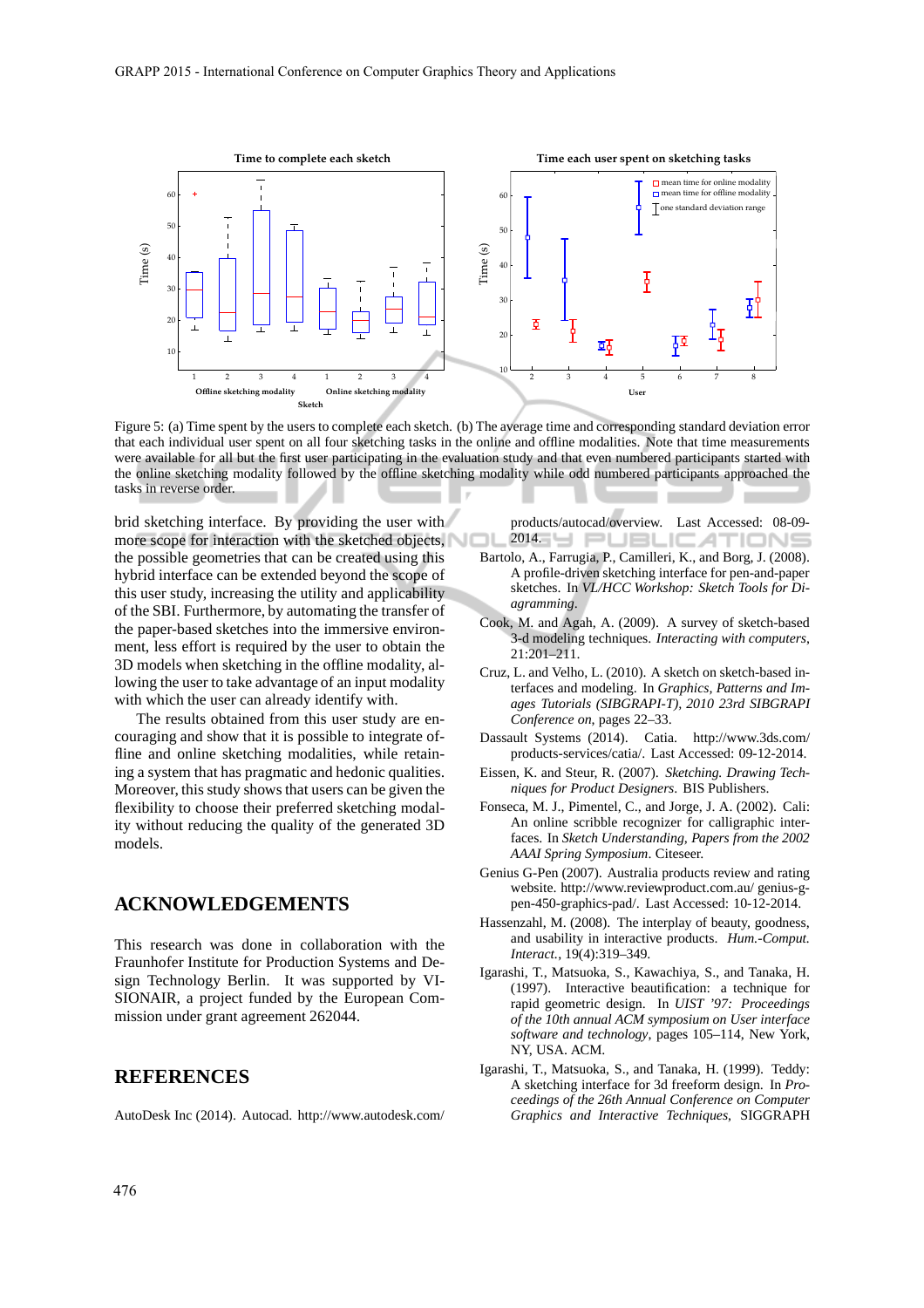Figure 5: (a) Time spent by the users to complete each sketch. (b) The average time and corresponding standard deviation error that each individual user spent on sketching tasks in the online and offline modalities. Note that time measurements were available for all but the first user participating in the evaluation study and that even numbered participants started with the online sketching modality followed by the offline sketching modality while odd numbered participants approached the tasks in reverse order.

brid sketching interface. By providing the user with more scope for interaction with the sketched objects, the possible geometries that can be created using this hybrid interface can be extended beyond the scope of this user study, increasing the utility and applicability of the SBI. Furthermore, by automating the transfer of the paper-based sketches into the immersive environment, less effort is required by the user to obtain the 3D models when sketching in the offline modality, allowing the user to take advantage of an input modality with which the user can already identify with.

The results obtained from this user study are encouraging and show that it is possible to integrate offline and online sketching modalities, while retaining a system that has pragmatic and hedonic qualities. Moreover, this study shows that users can be given the flexibility to choose their preferred sketching modality without reducing the quality of the generated 3D models.

## ACKNOWLEDGEMENTS

This research was done in collaboration with the Fraunhofer Institute for Production Systems and Design Technology Berlin. It was supported by VISIONAIR, a project funded by the European Commission under grant agreement 262044.

## REFERENCES

AutoDesk Inc (2014). Autocad. http://www.autodesk.com/products/autocad/overview. Last Accessed: 08-09-2014.

Bartolo, A., Farrugia, P., Camilleri, K., and Borg, J. (2008). A profile-driven sketching interface for pen-and-paper sketches. In *VL/HCC Workshop: Sketch Tools for Diagramming*.

Cook, M. and Agah, A. (2009). A survey of sketch-based 3-d modeling techniques. *Interacting with computers*, 21:201–211.

Cruz, L. and Velho, L. (2010). A sketch on sketch-based interfaces and modeling. In *Graphics, Patterns and Images Tutorials (SIBGRAPI-T), 2010 23rd SIBGRAPI Conference on*, pages 22–33.

Dassault Systems (2014). Catia. http://www.3ds.com/products-services/catia/. Last Accessed: 09-12-2014.

Eissen, K. and Steur, R. (2007). *Sketching. Drawing Techniques for Product Designers*. BIS Publishers.

Fonseca, M. J., Pimentel, C., and Jorge, J. A. (2002). Cali: An online scribble recognizer for calligraphic interfaces. In *Sketch Understanding, Papers from the 2002 AAAI Spring Symposium*. Citeseer.

Genius G-Pen (2007). Australia products review and rating website. http://www.reviewproduct.com.au/ genius-g-pen-450-graphics-pad/. Last Accessed: 10-12-2014.

Hassenzahl, M. (2008). The interplay of beauty, goodness, and usability in interactive products. *Hum.-Comput. Interact.*, 19(4):319–349.

Igarashi, T., Matsuoka, S., Kawachiya, S., and Tanaka, H. (1997). Interactive beautification: a technique for rapid geometric design. In *UIST '97: Proceedings of the 10th annual ACM symposium on User interface software and technology*, pages 105–114, New York, NY, USA. ACM.

Igarashi, T., Matsuoka, S., and Tanaka, H. (1999). Teddy: A sketching interface for 3d freeform design. In *Proceedings of the 26th Annual Conference on Computer Graphics and Interactive Techniques*, SIGGRAPH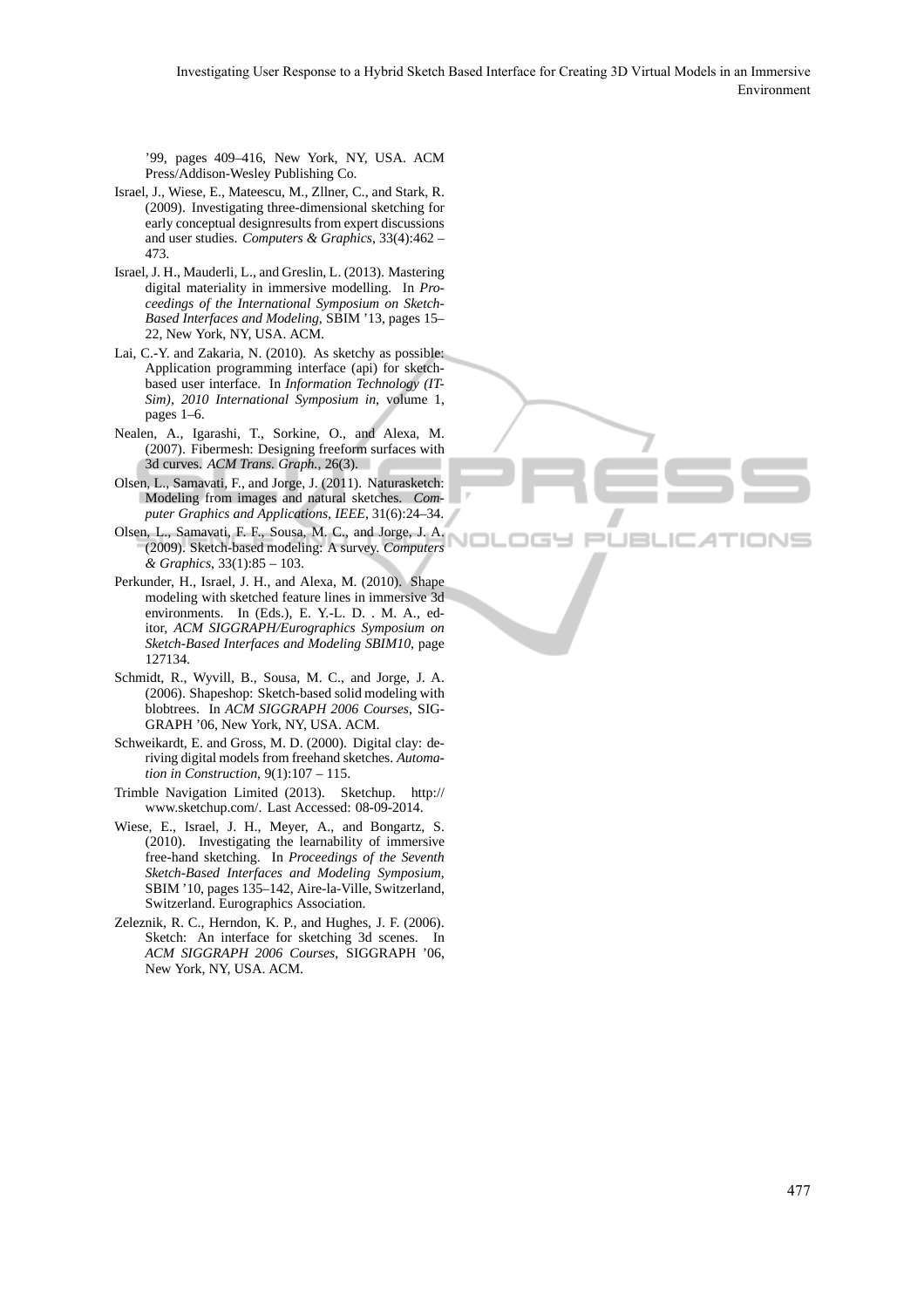'99, pages 409–416, New York, NY, USA. ACM Press/Addison-Wesley Publishing Co.

Israel, J., Wiese, E., Mateescu, M., Zllner, C., and Stark, R. (2009). Investigating three-dimensional sketching for early conceptual designresults from expert discussions and user studies. *Computers & Graphics*, 33(4):462 – 473.

Israel, J. H., Mauderli, L., and Greslin, L. (2013). Mastering digital materiality in immersive modelling. In *Proceedings of the International Symposium on Sketch-Based Interfaces and Modeling*, SBIM '13, pages 15–22, New York, NY, USA. ACM.

Lai, C.-Y. and Zakaria, N. (2010). As sketchy as possible: Application programming interface (api) for sketch-based user interface. In *Information Technology (IT-Sim), 2010 International Symposium in*, volume 1, pages 1–6.

Nealen, A., Igarashi, T., Sorkine, O., and Alexa, M. (2007). Fibermesh: Designing freeform surfaces with 3d curves. *ACM Trans. Graph.*, 26(3).

Olsen, L., Samavati, F., and Jorge, J. (2011). Naturasketch: Modeling from images and natural sketches. *Computer Graphics and Applications, IEEE*, 31(6):24–34.

Olsen, L., Samavati, F. F., Sousa, M. C., and Jorge, J. A. (2009). Sketch-based modeling: A survey. *Computers & Graphics*, 33(1):85 – 103.

Perkunder, H., Israel, J. H., and Alexa, M. (2010). Shape modeling with sketched feature lines in immersive 3d environments. In (Eds.), E. Y.-L. D. . M. A., editor, *ACM SIGGRAPH/Eurographics Symposium on Sketch-Based Interfaces and Modeling SBIM10*, page 127134.

Schmidt, R., Wyvill, B., Sousa, M. C., and Jorge, J. A. (2006). Shapeshop: Sketch-based solid modeling with blobtrees. In *ACM SIGGRAPH 2006 Courses*, SIGGRAPH '06, New York, NY, USA. ACM.

Schweikardt, E. and Gross, M. D. (2000). Digital clay: deriving digital models from freehand sketches. *Automation in Construction*, 9(1):107 – 115.

Trimble Navigation Limited (2013). Sketchup. http://www.sketchup.com/. Last Accessed: 08-09-2014.

Wiese, E., Israel, J. H., Meyer, A., and Bongartz, S. (2010). Investigating the learnability of immersive free-hand sketching. In *Proceedings of the Seventh Sketch-Based Interfaces and Modeling Symposium*, SBIM '10, pages 135–142, Aire-la-Ville, Switzerland, Switzerland. Eurographics Association.

Zeleznik, R. C., Herndon, K. P., and Hughes, J. F. (2006). Sketch: An interface for sketching 3d scenes. In *ACM SIGGRAPH 2006 Courses*, SIGGRAPH '06, New York, NY, USA. ACM.